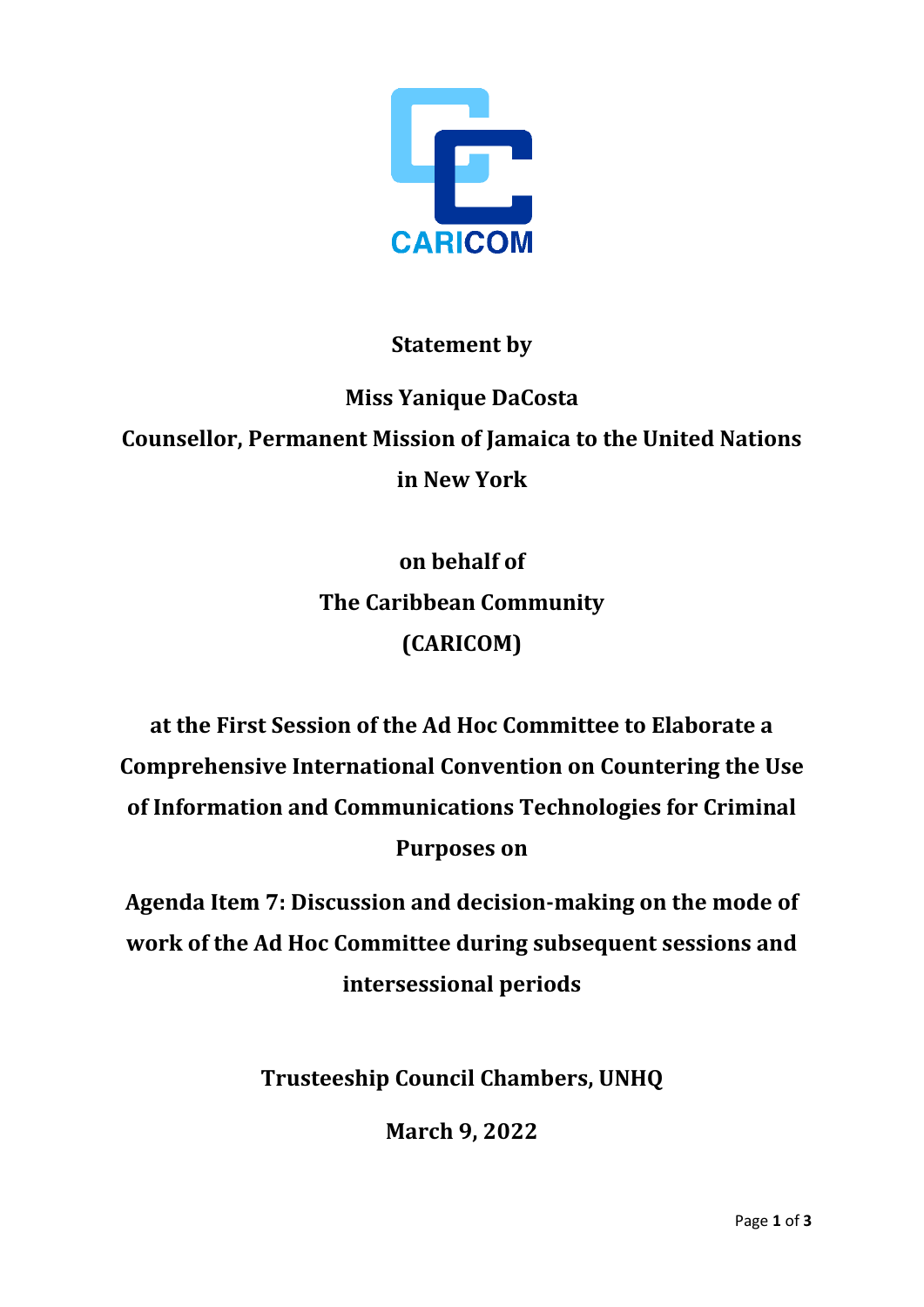CARICOM

**Statement by**

**Miss Yanique DaCosta**

**Counsellor, Permanent Mission of Jamaica to the United Nations in New York**

**on behalf of**

**The Caribbean Community**

**(CARICOM)**

**at the First Session of the Ad Hoc Committee to Elaborate a Comprehensive International Convention on Countering the Use of Information and Communications Technologies for Criminal Purposes on**

**Agenda Item 7: Discussion and decision-making on the mode of work of the Ad Hoc Committee during subsequent sessions and intersessional periods**

**Trusteeship Council Chambers, UNHQ**

**March 9, 2022**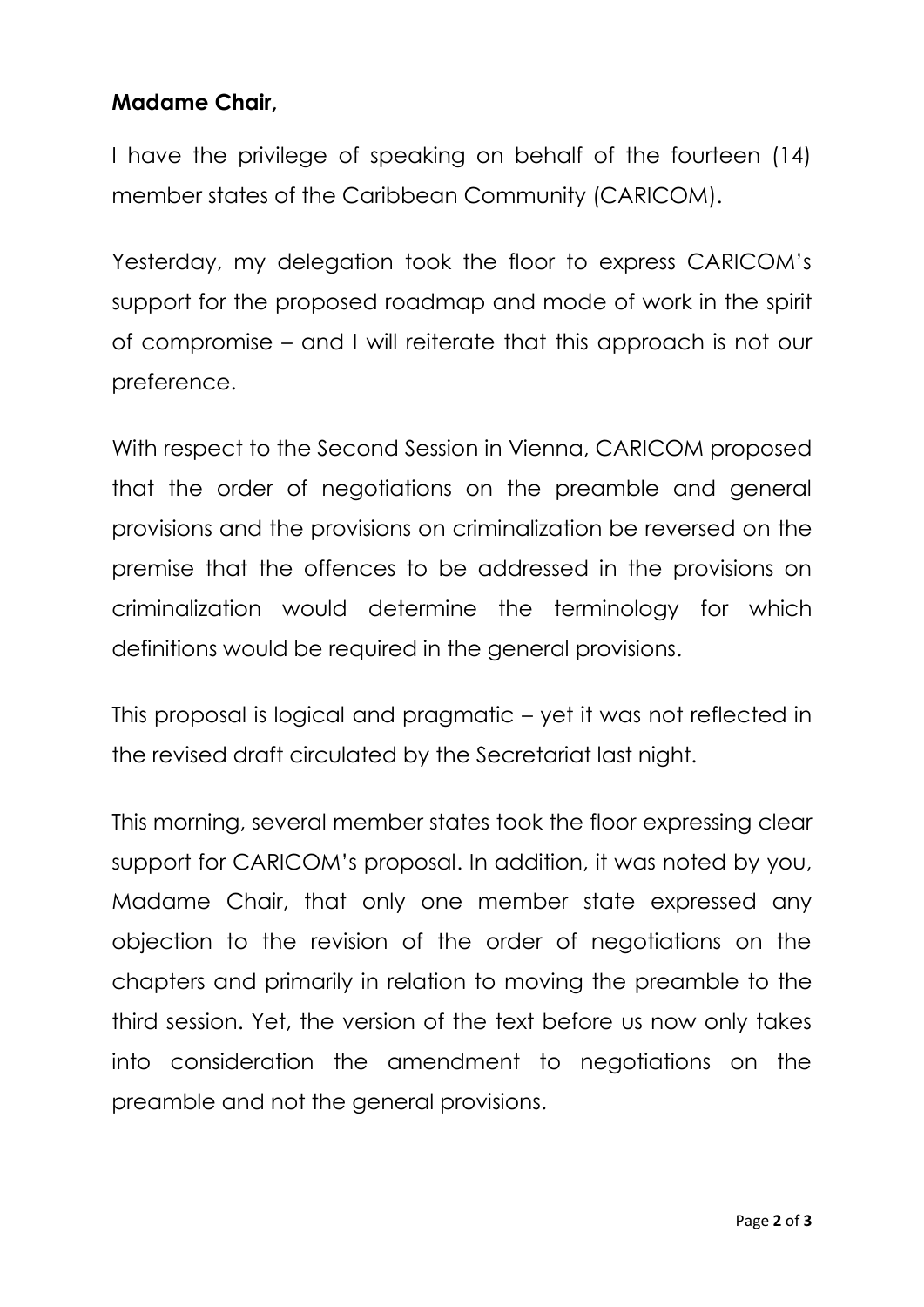**Madame Chair,**

I have the privilege of speaking on behalf of the fourteen (14) member states of the Caribbean Community (CARICOM).

Yesterday, my delegation took the floor to express CARICOM's support for the proposed roadmap and mode of work in the spirit of compromise – and I will reiterate that this approach is not our preference.

With respect to the Second Session in Vienna, CARICOM proposed that the order of negotiations on the preamble and general provisions and the provisions on criminalization be reversed on the premise that the offences to be addressed in the provisions on criminalization would determine the terminology for which definitions would be required in the general provisions.

This proposal is logical and pragmatic – yet it was not reflected in the revised draft circulated by the Secretariat last night.

This morning, several member states took the floor expressing clear support for CARICOM's proposal. In addition, it was noted by you, Madame Chair, that only one member state expressed any objection to the revision of the order of negotiations on the chapters and primarily in relation to moving the preamble to the third session. Yet, the version of the text before us now only takes into consideration the amendment to negotiations on the preamble and not the general provisions.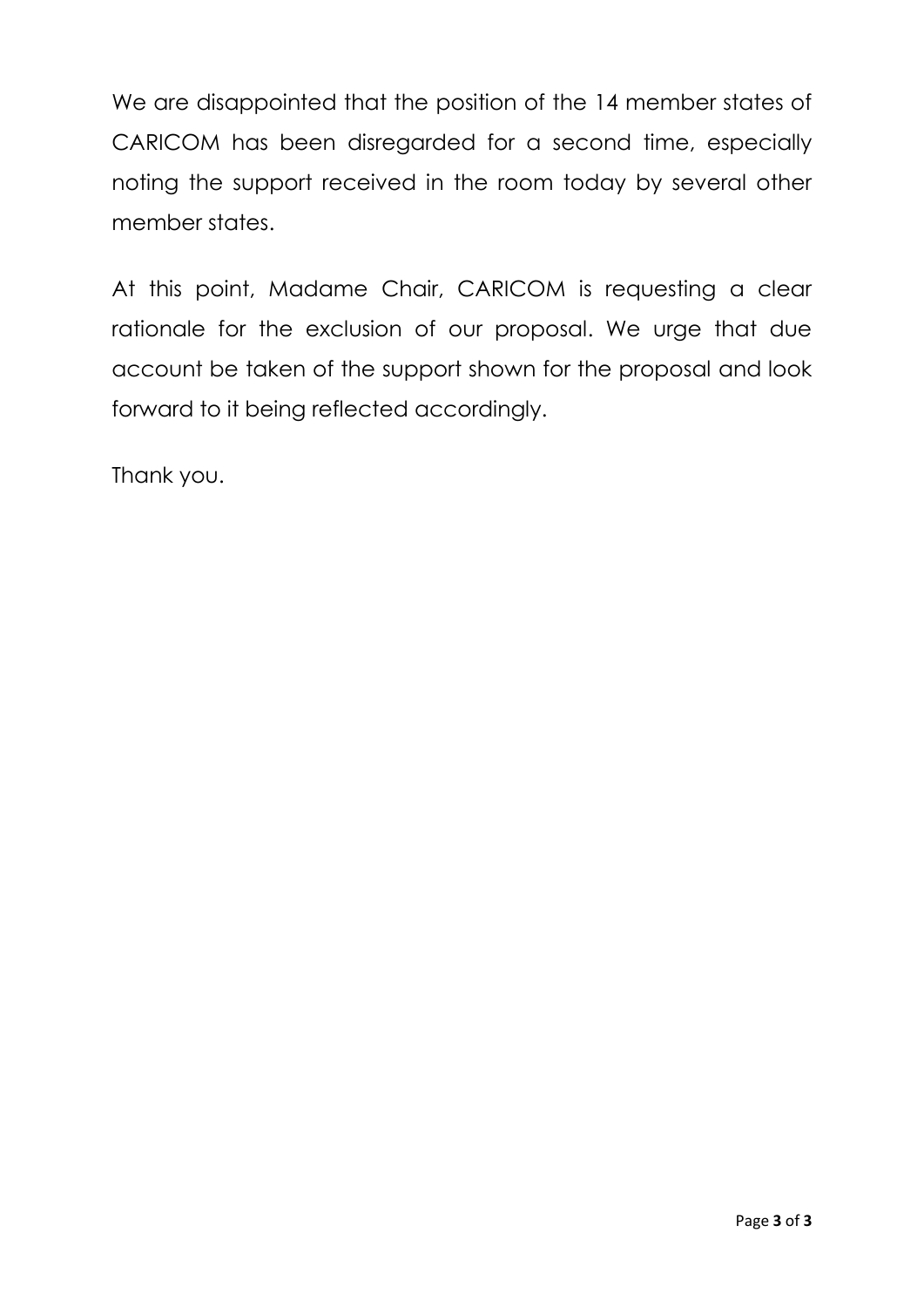We are disappointed that the position of the 14 member states of CARICOM has been disregarded for a second time, especially noting the support received in the room today by several other member states.

At this point, Madame Chair, CARICOM is requesting a clear rationale for the exclusion of our proposal. We urge that due account be taken of the support shown for the proposal and look forward to it being reflected accordingly.

Thank you.